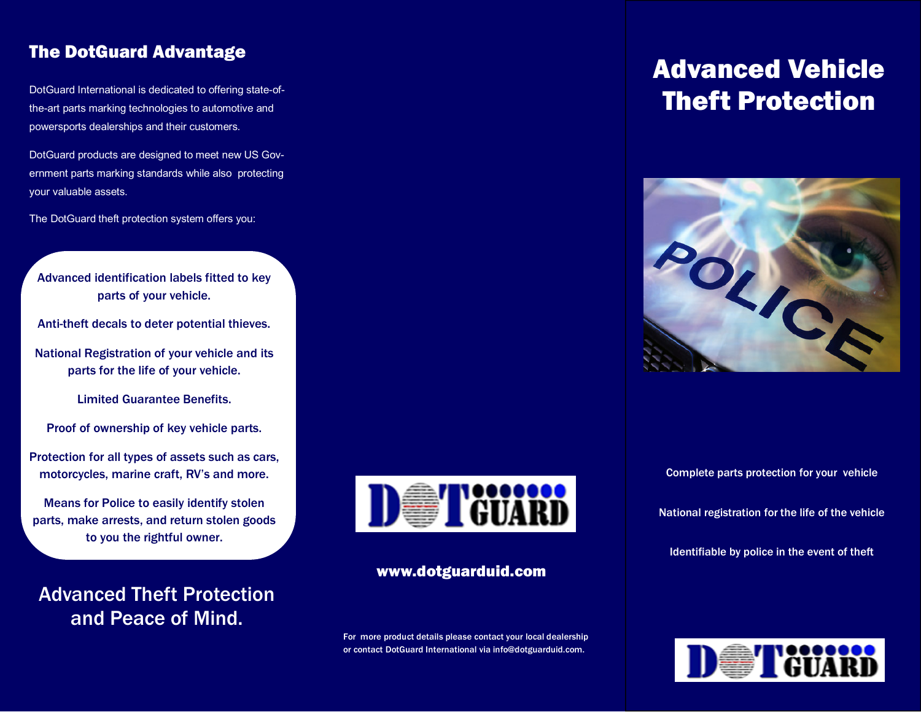## The DotGuard Advantage

DotGuard International is dedicated to offering state-of-the-art parts marking technologies to automotive and powersports dealerships and their customers.

DotGuard products are designed to meet new US Government parts marking standards while also protecting your valuable assets.

The DotGuard theft protection system offers you:

- Advanced identification labels fitted to key parts of your vehicle.
- Anti-theft decals to deter potential thieves.
- National Registration of your vehicle and its parts for the life of your vehicle.
- Limited Guarantee Benefits.
- Proof of ownership of key vehicle parts.
- Protection for all types of assets such as cars, motorcycles, marine craft, RV's and more.
- Means for Police to easily identify stolen parts, make arrests, and return stolen goods to you the rightful owner.

Advanced Theft Protection and Peace of Mind.

DOTGUARD

**www.dotguarduid.com**

For more product details please contact your local dealership or contact DotGuard International via info@dotguarduid.com.

# Advanced Vehicle Theft Protection

Complete parts protection for your vehicle

National registration for the life of the vehicle

Identifiable by police in the event of theft

DOTGUARD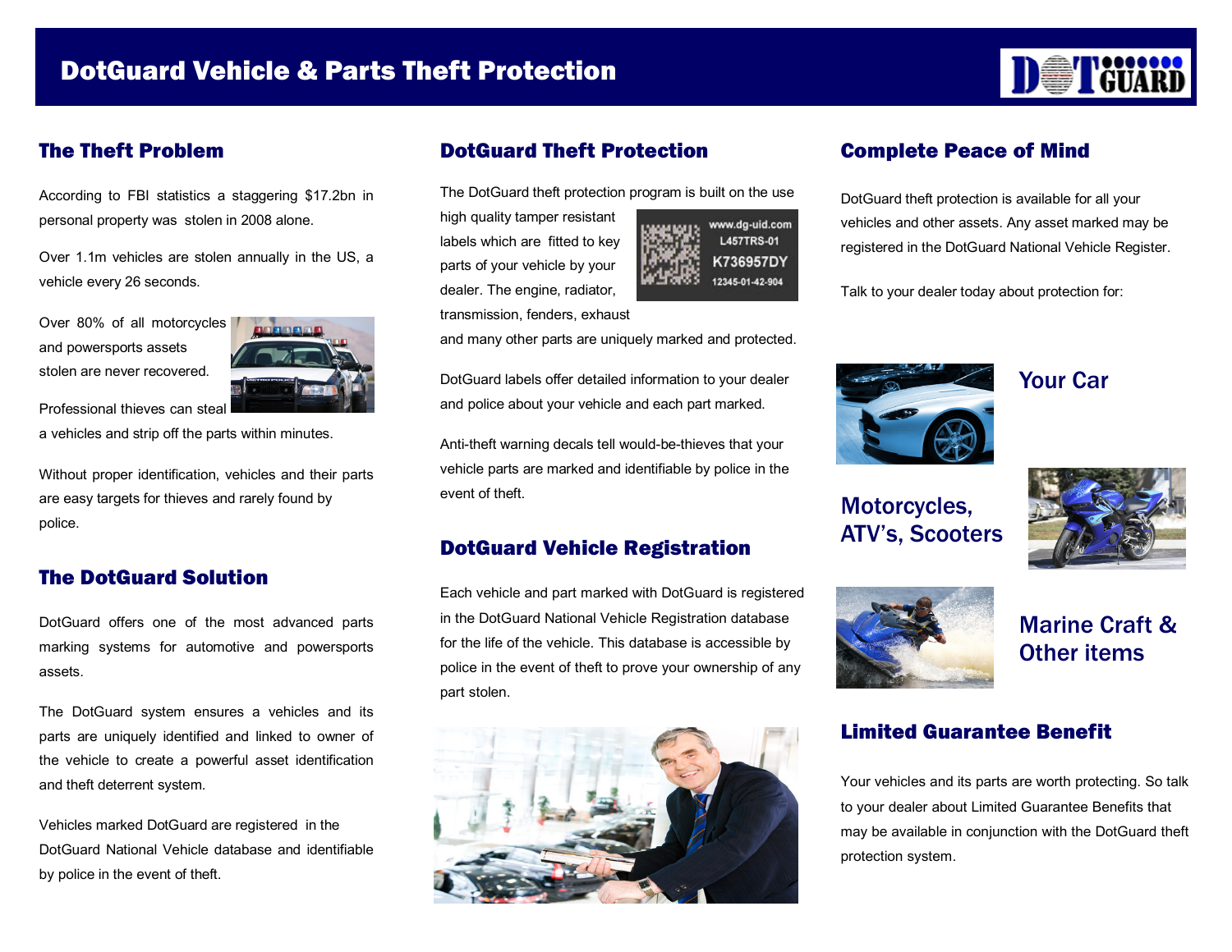# DotGuard Vehicle & Parts Theft Protection

## The Theft Problem

According to FBI statistics a staggering $17.2bn in personal property was stolen in 2008 alone.

Over 1.1m vehicles are stolen annually in the US, a vehicle every 26 seconds.

Over 80% of all motorcycles and powersports assets stolen are never recovered.

Professional thieves can steal a vehicles and strip off the parts within minutes.

Without proper identification, vehicles and their parts are easy targets for thieves and rarely found by police.

## The DotGuard Solution

DotGuard offers one of the most advanced parts marking systems for automotive and powersports assets.

The DotGuard system ensures a vehicles and its parts are uniquely identified and linked to owner of the vehicle to create a powerful asset identification and theft deterrent system.

Vehicles marked DotGuard are registered in the DotGuard National Vehicle database and identifiable by police in the event of theft.

## DotGuard Theft Protection

The DotGuard theft protection program is built on the use high quality tamper resistant labels which are fitted to key parts of your vehicle by your dealer. The engine, radiator, transmission, fenders, exhaust and many other parts are uniquely marked and protected.

www.dg-uid.com
L457TRS-01
K736957DY
12345-01-42-904

DotGuard labels offer detailed information to your dealer and police about your vehicle and each part marked.

Anti-theft warning decals tell would-be-thieves that your vehicle parts are marked and identifiable by police in the event of theft.

## DotGuard Vehicle Registration

Each vehicle and part marked with DotGuard is registered in the DotGuard National Vehicle Registration database for the life of the vehicle. This database is accessible by police in the event of theft to prove your ownership of any part stolen.

## Complete Peace of Mind

DotGuard theft protection is available for all your vehicles and other assets. Any asset marked may be registered in the DotGuard National Vehicle Register.

Talk to your dealer today about protection for:

Your Car

Motorcycles, ATV's, Scooters

Marine Craft & Other items

## Limited Guarantee Benefit

Your vehicles and its parts are worth protecting. So talk to your dealer about Limited Guarantee Benefits that may be available in conjunction with the DotGuard theft protection system.